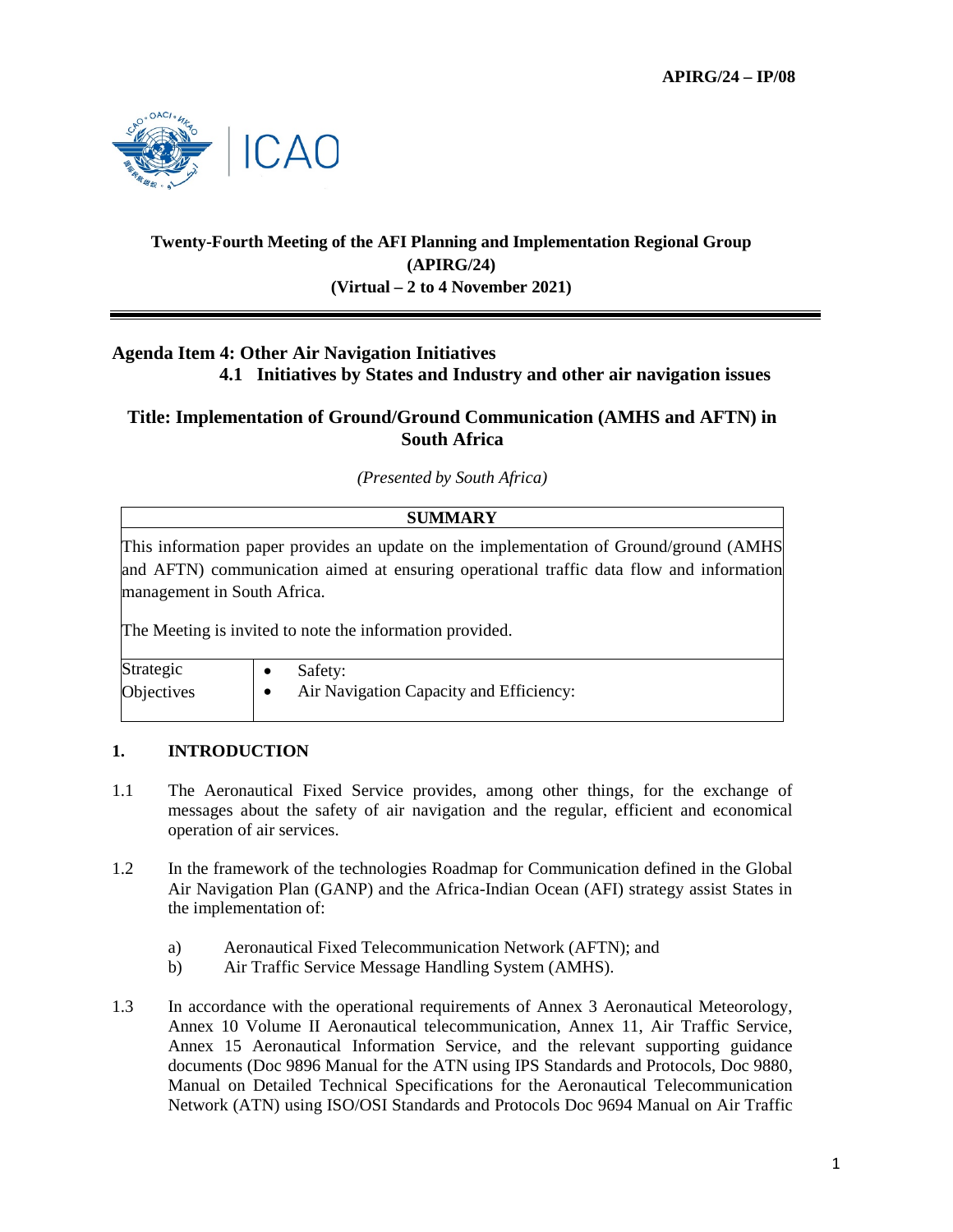**APIRG/24 – IP/08**

**Twenty-Fourth Meeting of the AFI Planning and Implementation Regional Group (APIRG/24)**
**(Virtual – 2 to 4 November 2021)**

**Agenda Item 4: Other Air Navigation Initiatives**
**4.1 Initiatives by States and Industry and other air navigation issues**

**Title: Implementation of Ground/Ground Communication (AMHS and AFTN) in South Africa**

*(Presented by South Africa)*

| **SUMMARY** | |
|---|---|
| This information paper provides an update on the implementation of Ground/ground (AMHS and AFTN) communication aimed at ensuring operational traffic data flow and information management in South Africa.<br><br>The Meeting is invited to note the information provided. | |
| Strategic Objectives | • Safety:<br>• Air Navigation Capacity and Efficiency: |

## 1. INTRODUCTION

1.1 The Aeronautical Fixed Service provides, among other things, for the exchange of messages about the safety of air navigation and the regular, efficient and economical operation of air services.

1.2 In the framework of the technologies Roadmap for Communication defined in the Global Air Navigation Plan (GANP) and the Africa-Indian Ocean (AFI) strategy assist States in the implementation of:

a) Aeronautical Fixed Telecommunication Network (AFTN); and
b) Air Traffic Service Message Handling System (AMHS).

1.3 In accordance with the operational requirements of Annex 3 Aeronautical Meteorology, Annex 10 Volume II Aeronautical telecommunication, Annex 11, Air Traffic Service, Annex 15 Aeronautical Information Service, and the relevant supporting guidance documents (Doc 9896 Manual for the ATN using IPS Standards and Protocols, Doc 9880, Manual on Detailed Technical Specifications for the Aeronautical Telecommunication Network (ATN) using ISO/OSI Standards and Protocols Doc 9694 Manual on Air Traffic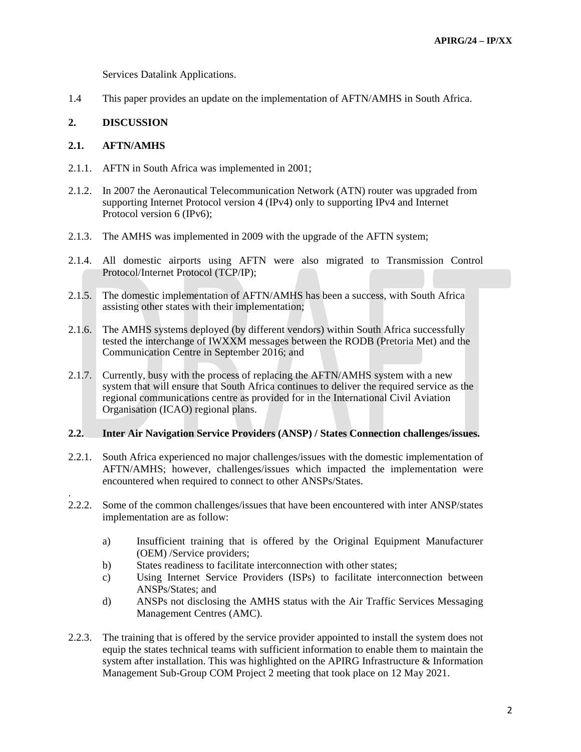Services Datalink Applications.

1.4 This paper provides an update on the implementation of AFTN/AMHS in South Africa.

## 2. DISCUSSION

### 2.1. AFTN/AMHS

2.1.1. AFTN in South Africa was implemented in 2001;

2.1.2. In 2007 the Aeronautical Telecommunication Network (ATN) router was upgraded from supporting Internet Protocol version 4 (IPv4) only to supporting IPv4 and Internet Protocol version 6 (IPv6);

2.1.3. The AMHS was implemented in 2009 with the upgrade of the AFTN system;

2.1.4. All domestic airports using AFTN were also migrated to Transmission Control Protocol/Internet Protocol (TCP/IP);

2.1.5. The domestic implementation of AFTN/AMHS has been a success, with South Africa assisting other states with their implementation;

2.1.6. The AMHS systems deployed (by different vendors) within South Africa successfully tested the interchange of IWXXM messages between the RODB (Pretoria Met) and the Communication Centre in September 2016; and

2.1.7. Currently, busy with the process of replacing the AFTN/AMHS system with a new system that will ensure that South Africa continues to deliver the required service as the regional communications centre as provided for in the International Civil Aviation Organisation (ICAO) regional plans.

### 2.2. Inter Air Navigation Service Providers (ANSP) / States Connection challenges/issues.

2.2.1. South Africa experienced no major challenges/issues with the domestic implementation of AFTN/AMHS; however, challenges/issues which impacted the implementation were encountered when required to connect to other ANSPs/States.

2.2.2. Some of the common challenges/issues that have been encountered with inter ANSP/states implementation are as follow:

a) Insufficient training that is offered by the Original Equipment Manufacturer (OEM) /Service providers;

b) States readiness to facilitate interconnection with other states;

c) Using Internet Service Providers (ISPs) to facilitate interconnection between ANSPs/States; and

d) ANSPs not disclosing the AMHS status with the Air Traffic Services Messaging Management Centres (AMC).

2.2.3. The training that is offered by the service provider appointed to install the system does not equip the states technical teams with sufficient information to enable them to maintain the system after installation. This was highlighted on the APIRG Infrastructure & Information Management Sub-Group COM Project 2 meeting that took place on 12 May 2021.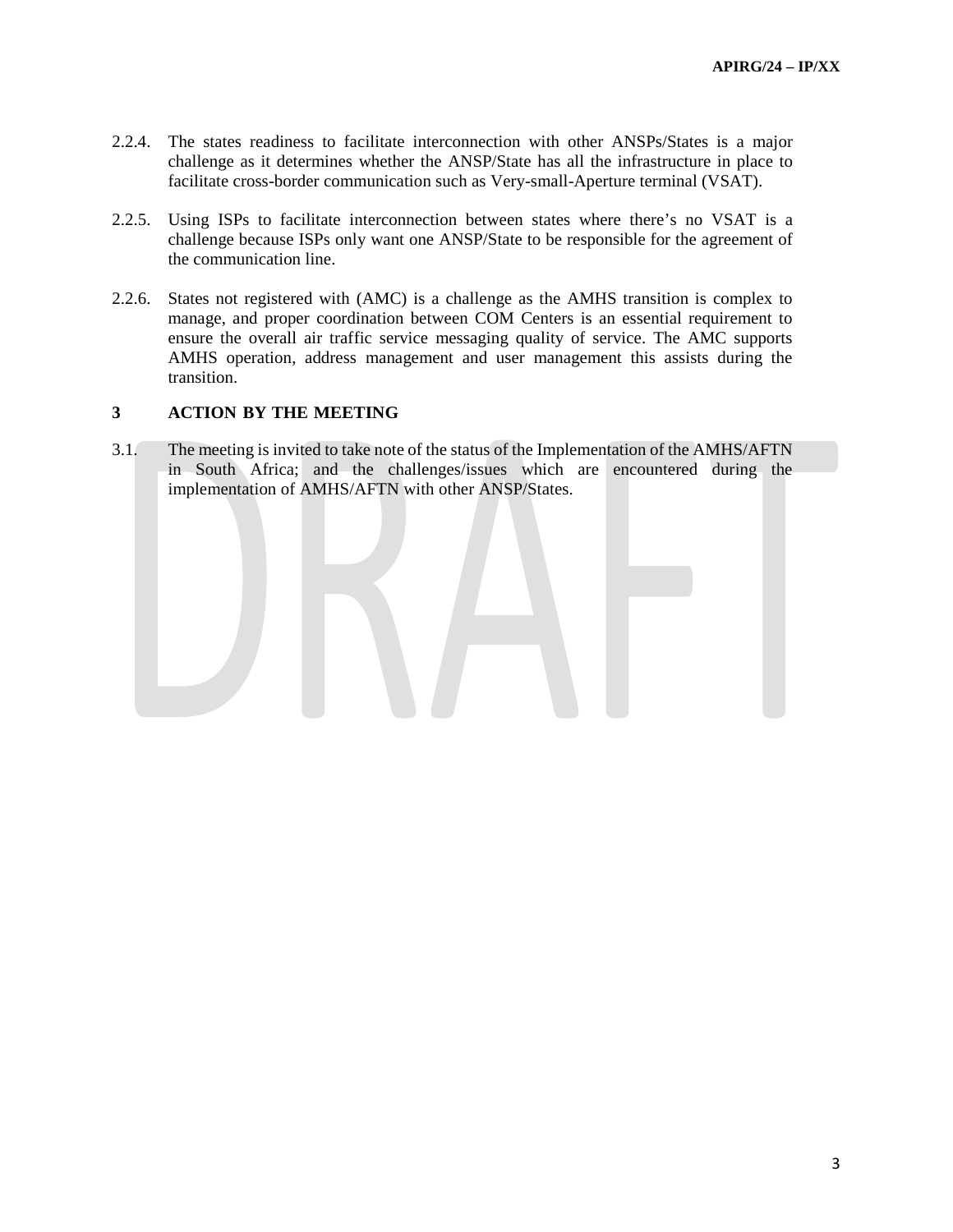2.2.4. The states readiness to facilitate interconnection with other ANSPs/States is a major challenge as it determines whether the ANSP/State has all the infrastructure in place to facilitate cross-border communication such as Very-small-Aperture terminal (VSAT).

2.2.5. Using ISPs to facilitate interconnection between states where there's no VSAT is a challenge because ISPs only want one ANSP/State to be responsible for the agreement of the communication line.

2.2.6. States not registered with (AMC) is a challenge as the AMHS transition is complex to manage, and proper coordination between COM Centers is an essential requirement to ensure the overall air traffic service messaging quality of service. The AMC supports AMHS operation, address management and user management this assists during the transition.

## 3 ACTION BY THE MEETING

3.1. The meeting is invited to take note of the status of the Implementation of the AMHS/AFTN in South Africa; and the challenges/issues which are encountered during the implementation of AMHS/AFTN with other ANSP/States.